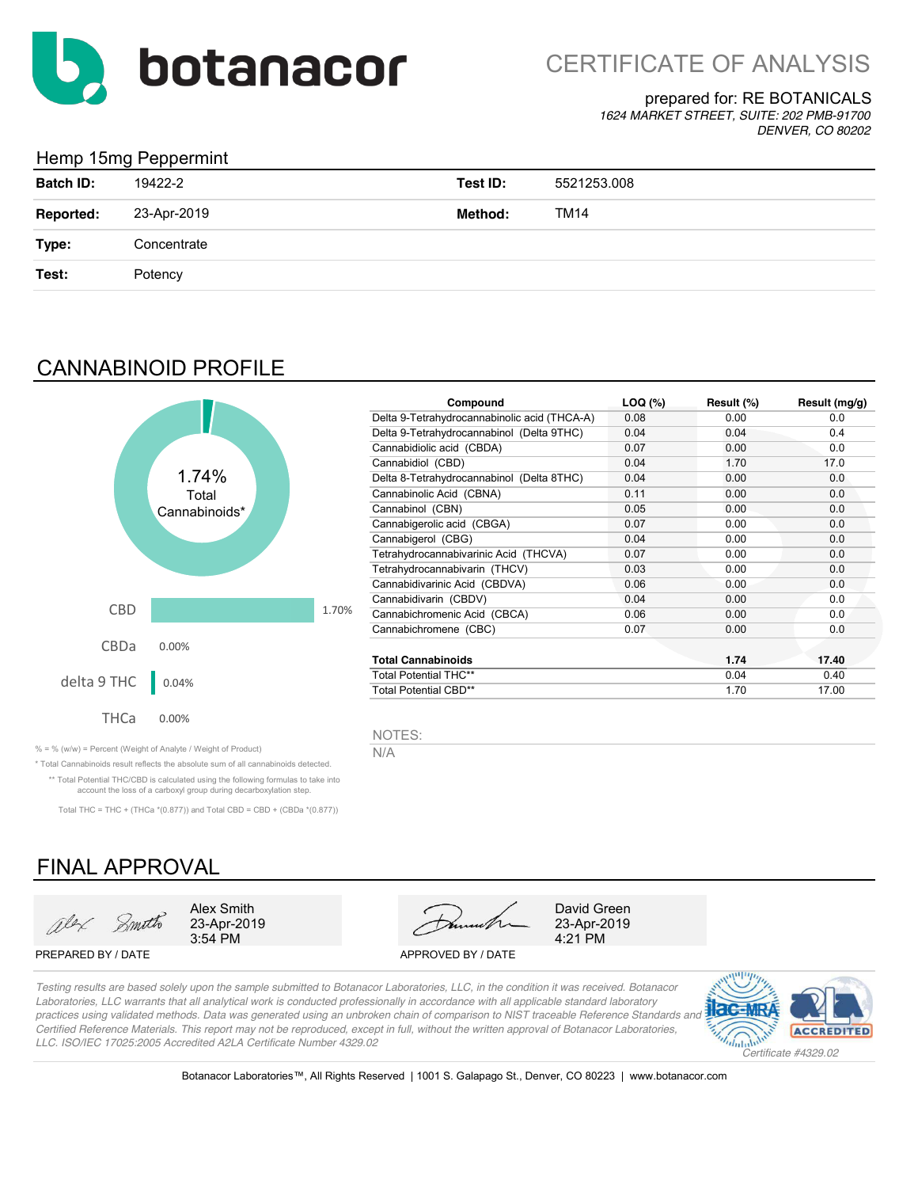botanacor

# CERTIFICATE OF ANALYSIS

prepared for: RE BOTANICALS
*1624 MARKET STREET, SUITE: 202 PMB-91700*
*DENVER, CO 80202*

## Hemp 15mg Peppermint

| | | | |
|---|---|---|---|
| **Batch ID:** | 19422-2 | **Test ID:** | 5521253.008 |
| **Reported:** | 23-Apr-2019 | **Method:** | TM14 |
| **Type:** | Concentrate | | |
| **Test:** | Potency | | |

## CANNABINOID PROFILE

1.74% Total Cannabinoids*

| | |
|---|---|
| CBD | 1.70% |
| CBDa | 0.00% |
| delta 9 THC | 0.04% |
| THCa | 0.00% |

| Compound | LOQ (%) | Result (%) | Result (mg/g) |
|---|---|---|---|
| Delta 9-Tetrahydrocannabinolic acid (THCA-A) | 0.08 | 0.00 | 0.0 |
| Delta 9-Tetrahydrocannabinol (Delta 9THC) | 0.04 | 0.04 | 0.4 |
| Cannabidiolic acid (CBDA) | 0.07 | 0.00 | 0.0 |
| Cannabidiol (CBD) | 0.04 | 1.70 | 17.0 |
| Delta 8-Tetrahydrocannabinol (Delta 8THC) | 0.04 | 0.00 | 0.0 |
| Cannabinolic Acid (CBNA) | 0.11 | 0.00 | 0.0 |
| Cannabinol (CBN) | 0.05 | 0.00 | 0.0 |
| Cannabigerolic acid (CBGA) | 0.07 | 0.00 | 0.0 |
| Cannabigerol (CBG) | 0.04 | 0.00 | 0.0 |
| Tetrahydrocannabivarinic Acid (THCVA) | 0.07 | 0.00 | 0.0 |
| Tetrahydrocannabivarin (THCV) | 0.03 | 0.00 | 0.0 |
| Cannabidivarinic Acid (CBDVA) | 0.06 | 0.00 | 0.0 |
| Cannabidivarin (CBDV) | 0.04 | 0.00 | 0.0 |
| Cannabichromenic Acid (CBCA) | 0.06 | 0.00 | 0.0 |
| Cannabichromene (CBC) | 0.07 | 0.00 | 0.0 |
| **Total Cannabinoids** | | **1.74** | **17.40** |
| Total Potential THC** | | 0.04 | 0.40 |
| Total Potential CBD** | | 1.70 | 17.00 |

NOTES:
N/A

% = % (w/w) = Percent (Weight of Analyte / Weight of Product)

* Total Cannabinoids result reflects the absolute sum of all cannabinoids detected.

** Total Potential THC/CBD is calculated using the following formulas to take into account the loss of a carboxyl group during decarboxylation step.

Total THC = THC + (THCa *(0.877)) and Total CBD = CBD + (CBDa *(0.877))

## FINAL APPROVAL

| PREPARED BY / DATE | APPROVED BY / DATE |
|---|---|
| Alex Smith 23-Apr-2019 3:54 PM | David Green 23-Apr-2019 4:21 PM |

*Testing results are based solely upon the sample submitted to Botanacor Laboratories, LLC, in the condition it was received. Botanacor Laboratories, LLC warrants that all analytical work is conducted professionally in accordance with all applicable standard laboratory practices using validated methods. Data was generated using an unbroken chain of comparison to NIST traceable Reference Standards and Certified Reference Materials. This report may not be reproduced, except in full, without the written approval of Botanacor Laboratories, LLC. ISO/IEC 17025:2005 Accredited A2LA Certificate Number 4329.02*

*Certificate #4329.02*

Botanacor Laboratories™, All Rights Reserved | 1001 S. Galapago St., Denver, CO 80223 | www.botanacor.com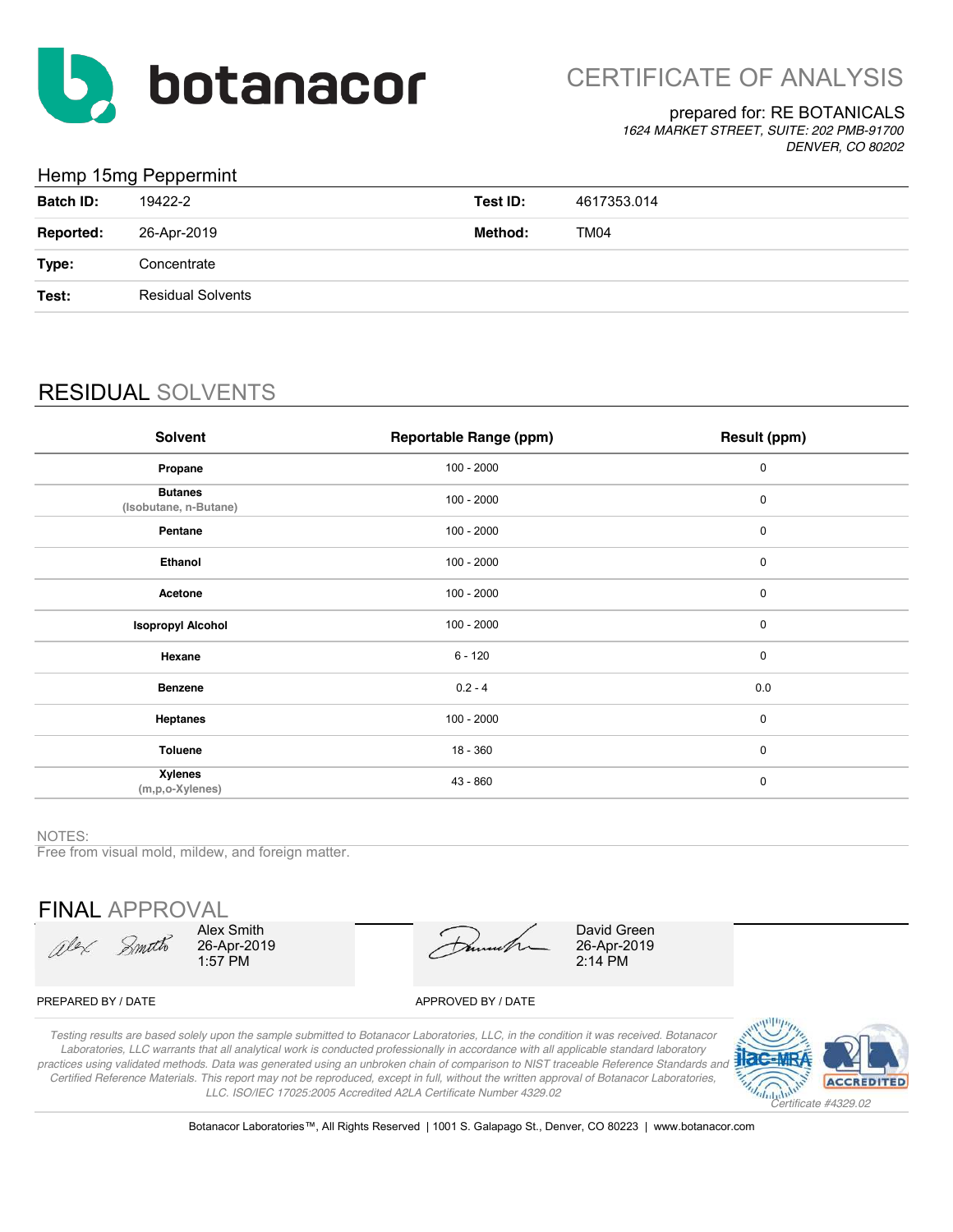# botanacor

## CERTIFICATE OF ANALYSIS

prepared for: RE BOTANICALS

*1624 MARKET STREET, SUITE: 202 PMB-91700*
*DENVER, CO 80202*

### Hemp 15mg Peppermint

| | | | |
|---|---|---|---|
| **Batch ID:** | 19422-2 | **Test ID:** | 4617353.014 |
| **Reported:** | 26-Apr-2019 | **Method:** | TM04 |
| **Type:** | Concentrate | | |
| **Test:** | Residual Solvents | | |

## RESIDUAL SOLVENTS

| Solvent | Reportable Range (ppm) | Result (ppm) |
|---|---|---|
| **Propane** | 100 - 2000 | 0 |
| **Butanes** (Isobutane, n-Butane) | 100 - 2000 | 0 |
| **Pentane** | 100 - 2000 | 0 |
| **Ethanol** | 100 - 2000 | 0 |
| **Acetone** | 100 - 2000 | 0 |
| **Isopropyl Alcohol** | 100 - 2000 | 0 |
| **Hexane** | 6 - 120 | 0 |
| **Benzene** | 0.2 - 4 | 0.0 |
| **Heptanes** | 100 - 2000 | 0 |
| **Toluene** | 18 - 360 | 0 |
| **Xylenes** (m,p,o-Xylenes) | 43 - 860 | 0 |

NOTES:

Free from visual mold, mildew, and foreign matter.

## FINAL APPROVAL

| PREPARED BY / DATE | APPROVED BY / DATE |
|---|---|
| Alex Smith 26-Apr-2019 1:57 PM | David Green 26-Apr-2019 2:14 PM |

*Testing results are based solely upon the sample submitted to Botanacor Laboratories, LLC, in the condition it was received. Botanacor Laboratories, LLC warrants that all analytical work is conducted professionally in accordance with all applicable standard laboratory practices using validated methods. Data was generated using an unbroken chain of comparison to NIST traceable Reference Standards and Certified Reference Materials. This report may not be reproduced, except in full, without the written approval of Botanacor Laboratories, LLC. ISO/IEC 17025:2005 Accredited A2LA Certificate Number 4329.02*

*Certificate #4329.02*

Botanacor Laboratories™, All Rights Reserved | 1001 S. Galapago St., Denver, CO 80223 | www.botanacor.com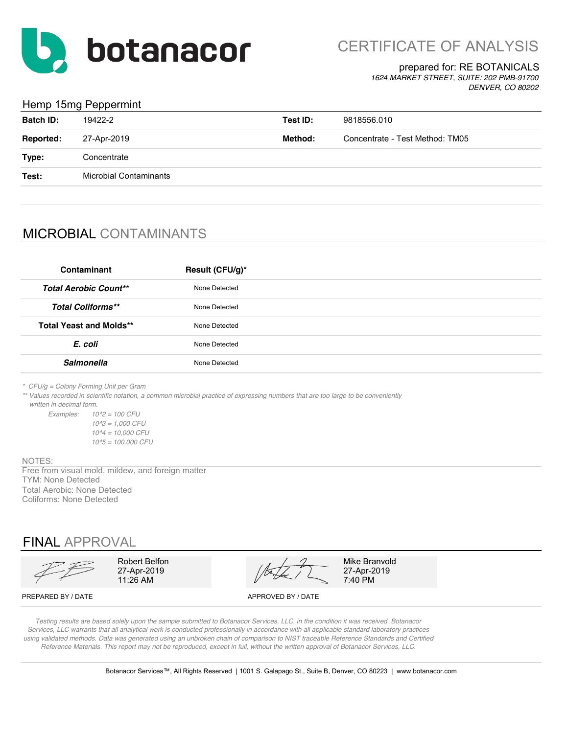botanacor

# CERTIFICATE OF ANALYSIS

prepared for: RE BOTANICALS
*1624 MARKET STREET, SUITE: 202 PMB-91700*
*DENVER, CO 80202*

## Hemp 15mg Peppermint

| | | | |
|---|---|---|---|
| **Batch ID:** | 19422-2 | **Test ID:** | 9818556.010 |
| **Reported:** | 27-Apr-2019 | **Method:** | Concentrate - Test Method: TM05 |
| **Type:** | Concentrate | | |
| **Test:** | Microbial Contaminants | | |

## MICROBIAL CONTAMINANTS

| Contaminant | Result (CFU/g)* |
|---|---|
| ***Total Aerobic Count**** | None Detected |
| ***Total Coliforms**** | None Detected |
| **Total Yeast and Molds**** | None Detected |
| ***E. coli*** | None Detected |
| ***Salmonella*** | None Detected |

*\* CFU/g = Colony Forming Unit per Gram*

*\*\* Values recorded in scientific notation, a common microbial practice of expressing numbers that are too large to be conveniently written in decimal form.*

*Examples: 10^2 = 100 CFU*
*10^3 = 1,000 CFU*
*10^4 = 10,000 CFU*
*10^5 = 100,000 CFU*

NOTES:

Free from visual mold, mildew, and foreign matter
TYM: None Detected
Total Aerobic: None Detected
Coliforms: None Detected

## FINAL APPROVAL

| PREPARED BY / DATE | APPROVED BY / DATE |
|---|---|
| Robert Belfon<br>27-Apr-2019<br>11:26 AM | Mike Branvold<br>27-Apr-2019<br>7:40 PM |

*Testing results are based solely upon the sample submitted to Botanacor Services, LLC, in the condition it was received. Botanacor Services, LLC warrants that all analytical work is conducted professionally in accordance with all applicable standard laboratory practices using validated methods. Data was generated using an unbroken chain of comparison to NIST traceable Reference Standards and Certified Reference Materials. This report may not be reproduced, except in full, without the written approval of Botanacor Services, LLC.*

Botanacor Services™, All Rights Reserved | 1001 S. Galapago St., Suite B, Denver, CO 80223 | www.botanacor.com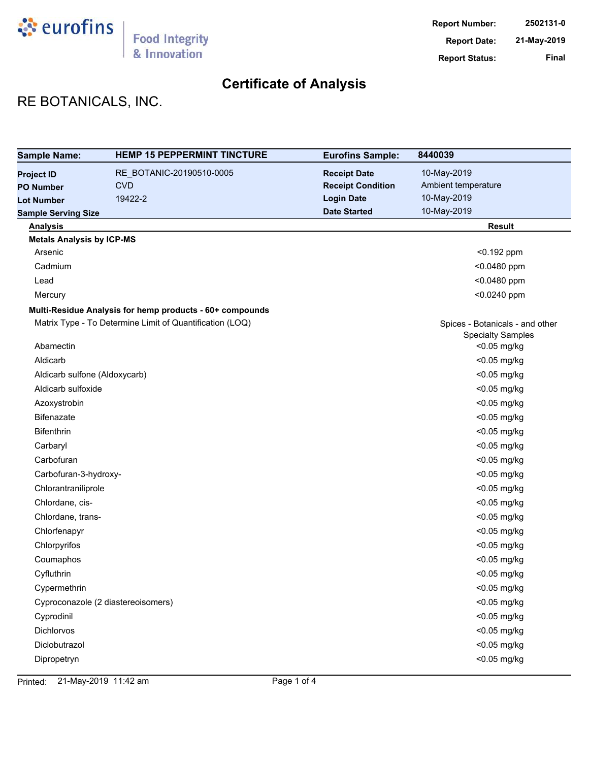# Certificate of Analysis

**Report Number:** 2502131-0
**Report Date:** 21-May-2019
**Report Status:** Final

## RE BOTANICALS, INC.

| **Sample Name:** | **HEMP 15 PEPPERMINT TINCTURE** | **Eurofins Sample:** | **8440039** |
|---|---|---|---|
| **Project ID** | RE_BOTANIC-20190510-0005 | **Receipt Date** | 10-May-2019 |
| **PO Number** | CVD | **Receipt Condition** | Ambient temperature |
| **Lot Number** | 19422-2 | **Login Date** | 10-May-2019 |
| **Sample Serving Size** | | **Date Started** | 10-May-2019 |

| Analysis | Result |
|---|---|
| **Metals Analysis by ICP-MS** | |
| Arsenic | <0.192 ppm |
| Cadmium | <0.0480 ppm |
| Lead | <0.0480 ppm |
| Mercury | <0.0240 ppm |
| **Multi-Residue Analysis for hemp products - 60+ compounds** | |
| Matrix Type - To Determine Limit of Quantification (LOQ) | Spices - Botanicals - and other Specialty Samples |
| Abamectin | <0.05 mg/kg |
| Aldicarb | <0.05 mg/kg |
| Aldicarb sulfone (Aldoxycarb) | <0.05 mg/kg |
| Aldicarb sulfoxide | <0.05 mg/kg |
| Azoxystrobin | <0.05 mg/kg |
| Bifenazate | <0.05 mg/kg |
| Bifenthrin | <0.05 mg/kg |
| Carbaryl | <0.05 mg/kg |
| Carbofuran | <0.05 mg/kg |
| Carbofuran-3-hydroxy- | <0.05 mg/kg |
| Chlorantraniliprole | <0.05 mg/kg |
| Chlordane, cis- | <0.05 mg/kg |
| Chlordane, trans- | <0.05 mg/kg |
| Chlorfenapyr | <0.05 mg/kg |
| Chlorpyrifos | <0.05 mg/kg |
| Coumaphos | <0.05 mg/kg |
| Cyfluthrin | <0.05 mg/kg |
| Cypermethrin | <0.05 mg/kg |
| Cyproconazole (2 diastereoisomers) | <0.05 mg/kg |
| Cyprodinil | <0.05 mg/kg |
| Dichlorvos | <0.05 mg/kg |
| Diclobutrazol | <0.05 mg/kg |
| Dipropetryn | <0.05 mg/kg |

Printed: 21-May-2019 11:42 am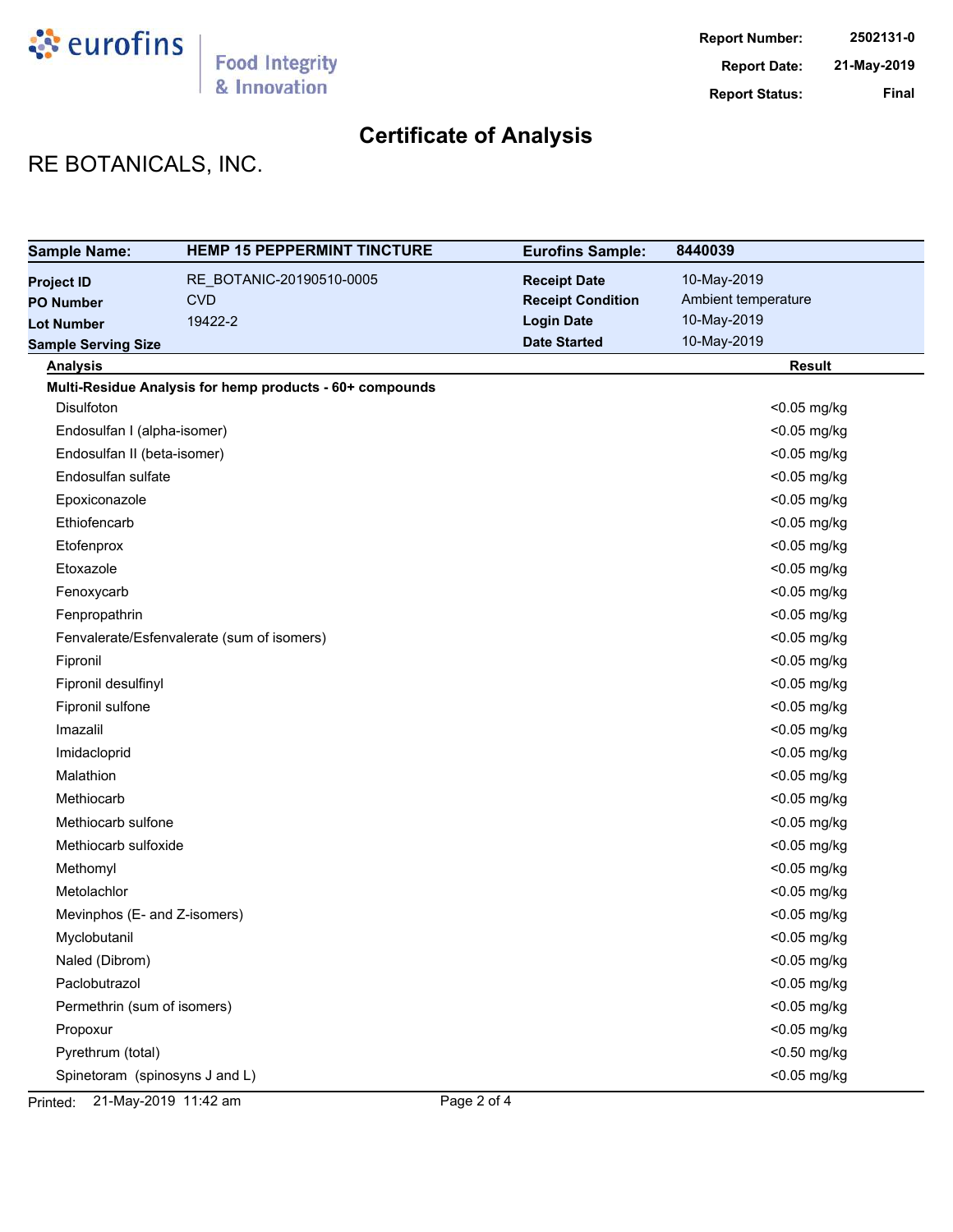eurofins | Food Integrity & Innovation

**Report Number:** 2502131-0
**Report Date:** 21-May-2019
**Report Status:** Final

# Certificate of Analysis

## RE BOTANICALS, INC.

| **Sample Name:** | **HEMP 15 PEPPERMINT TINCTURE** | **Eurofins Sample:** | **8440039** |
|---|---|---|---|
| **Project ID** | RE_BOTANIC-20190510-0005 | **Receipt Date** | 10-May-2019 |
| **PO Number** | CVD | **Receipt Condition** | Ambient temperature |
| **Lot Number** | 19422-2 | **Login Date** | 10-May-2019 |
| **Sample Serving Size** | | **Date Started** | 10-May-2019 |

| **Analysis** | **Result** |
|---|---|
| **Multi-Residue Analysis for hemp products - 60+ compounds** | |
| Disulfoton | <0.05 mg/kg |
| Endosulfan I (alpha-isomer) | <0.05 mg/kg |
| Endosulfan II (beta-isomer) | <0.05 mg/kg |
| Endosulfan sulfate | <0.05 mg/kg |
| Epoxiconazole | <0.05 mg/kg |
| Ethiofencarb | <0.05 mg/kg |
| Etofenprox | <0.05 mg/kg |
| Etoxazole | <0.05 mg/kg |
| Fenoxycarb | <0.05 mg/kg |
| Fenpropathrin | <0.05 mg/kg |
| Fenvalerate/Esfenvalerate (sum of isomers) | <0.05 mg/kg |
| Fipronil | <0.05 mg/kg |
| Fipronil desulfinyl | <0.05 mg/kg |
| Fipronil sulfone | <0.05 mg/kg |
| Imazalil | <0.05 mg/kg |
| Imidacloprid | <0.05 mg/kg |
| Malathion | <0.05 mg/kg |
| Methiocarb | <0.05 mg/kg |
| Methiocarb sulfone | <0.05 mg/kg |
| Methiocarb sulfoxide | <0.05 mg/kg |
| Methomyl | <0.05 mg/kg |
| Metolachlor | <0.05 mg/kg |
| Mevinphos (E- and Z-isomers) | <0.05 mg/kg |
| Myclobutanil | <0.05 mg/kg |
| Naled (Dibrom) | <0.05 mg/kg |
| Paclobutrazol | <0.05 mg/kg |
| Permethrin (sum of isomers) | <0.05 mg/kg |
| Propoxur | <0.05 mg/kg |
| Pyrethrum (total) | <0.50 mg/kg |
| Spinetoram (spinosyns J and L) | <0.05 mg/kg |

Printed: 21-May-2019 11:42 am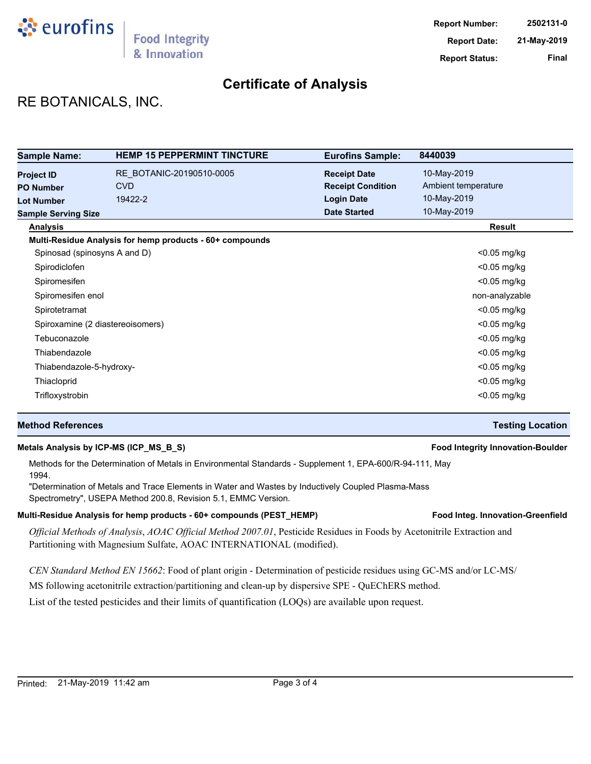**Report Number:** 2502131-0
**Report Date:** 21-May-2019
**Report Status:** Final

# Certificate of Analysis

## RE BOTANICALS, INC.

| Sample Name: | HEMP 15 PEPPERMINT TINCTURE | Eurofins Sample: | 8440039 |
|---|---|---|---|
| Project ID | RE_BOTANIC-20190510-0005 | Receipt Date | 10-May-2019 |
| PO Number | CVD | Receipt Condition | Ambient temperature |
| Lot Number | 19422-2 | Login Date | 10-May-2019 |
| Sample Serving Size | | Date Started | 10-May-2019 |

| Analysis | Result |
|---|---|
| **Multi-Residue Analysis for hemp products - 60+ compounds** | |
| Spinosad (spinosyns A and D) | <0.05 mg/kg |
| Spirodiclofen | <0.05 mg/kg |
| Spiromesifen | <0.05 mg/kg |
| Spiromesifen enol | non-analyzable |
| Spirotetramat | <0.05 mg/kg |
| Spiroxamine (2 diastereoisomers) | <0.05 mg/kg |
| Tebuconazole | <0.05 mg/kg |
| Thiabendazole | <0.05 mg/kg |
| Thiabendazole-5-hydroxy- | <0.05 mg/kg |
| Thiacloprid | <0.05 mg/kg |
| Trifloxystrobin | <0.05 mg/kg |

## Method References — Testing Location

**Metals Analysis by ICP-MS (ICP_MS_B_S)** — **Food Integrity Innovation-Boulder**

Methods for the Determination of Metals in Environmental Standards - Supplement 1, EPA-600/R-94-111, May 1994.
"Determination of Metals and Trace Elements in Water and Wastes by Inductively Coupled Plasma-Mass Spectrometry", USEPA Method 200.8, Revision 5.1, EMMC Version.

**Multi-Residue Analysis for hemp products - 60+ compounds (PEST_HEMP)** — **Food Integ. Innovation-Greenfield**

*Official Methods of Analysis*, *AOAC Official Method 2007.01*, Pesticide Residues in Foods by Acetonitrile Extraction and Partitioning with Magnesium Sulfate, AOAC INTERNATIONAL (modified).

*CEN Standard Method EN 15662*: Food of plant origin - Determination of pesticide residues using GC-MS and/or LC-MS/MS following acetonitrile extraction/partitioning and clean-up by dispersive SPE - QuEChERS method.
List of the tested pesticides and their limits of quantification (LOQs) are available upon request.

Printed: 21-May-2019 11:42 am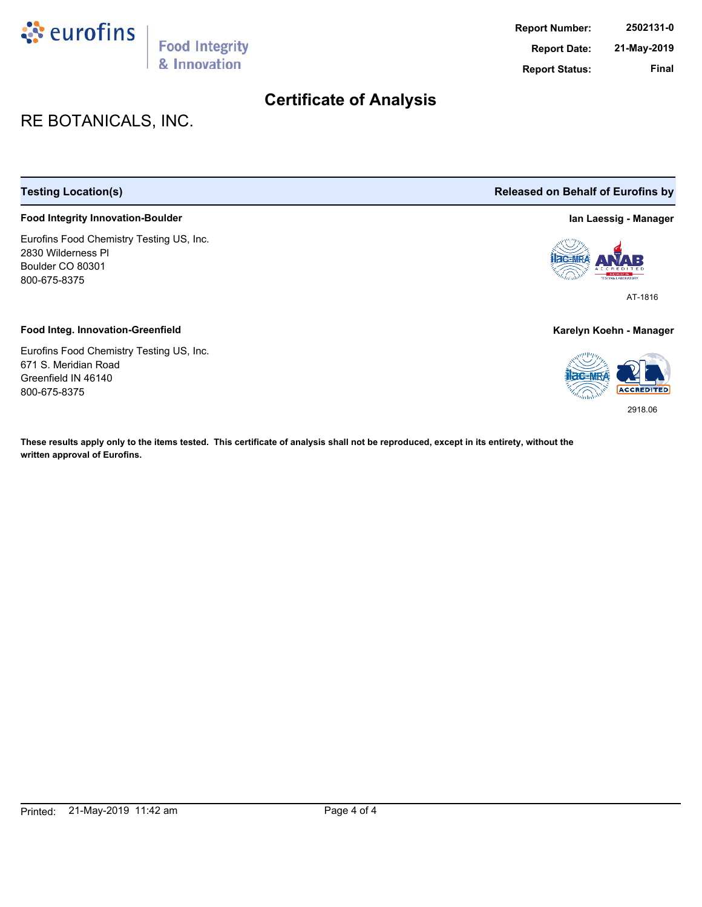Report Number: 2502131-0
Report Date: 21-May-2019
Report Status: Final

# Certificate of Analysis

## RE BOTANICALS, INC.

| Testing Location(s) | Released on Behalf of Eurofins by |
|---|---|
| **Food Integrity Innovation-Boulder** | **Ian Laessig - Manager** |
| Eurofins Food Chemistry Testing US, Inc.<br>2830 Wilderness Pl<br>Boulder CO 80301<br>800-675-8375 | AT-1816 |
| **Food Integ. Innovation-Greenfield** | **Karelyn Koehn - Manager** |
| Eurofins Food Chemistry Testing US, Inc.<br>671 S. Meridian Road<br>Greenfield IN 46140<br>800-675-8375 | 2918.06 |

**These results apply only to the items tested. This certificate of analysis shall not be reproduced, except in its entirety, without the written approval of Eurofins.**

Printed: 21-May-2019 11:42 am